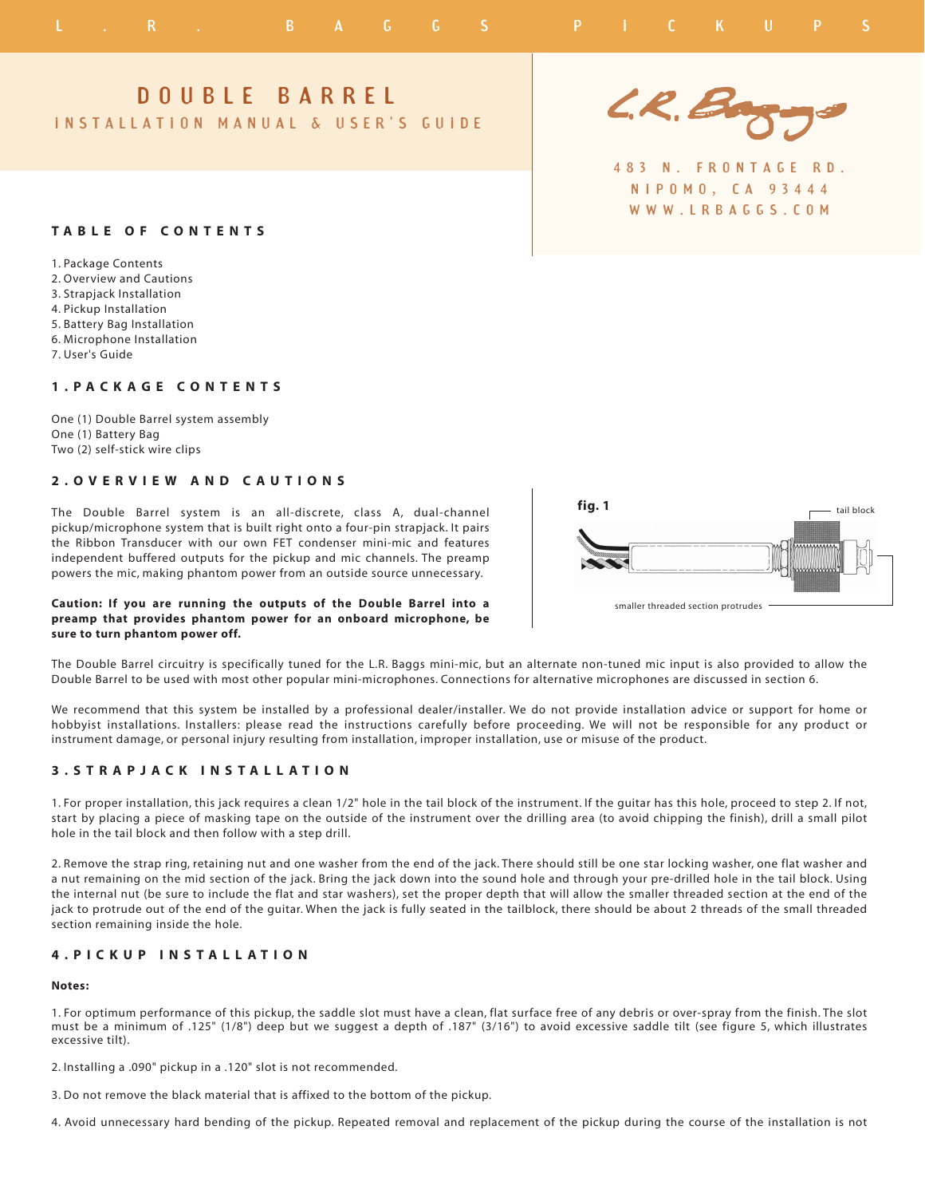# DOUBLE BARREL

## INSTALLATION MANUAL & USER'S GUIDE

483 N. FRONTAGE RD.
NIPOMO, CA 93444
WWW.LRBAGGS.COM

## TABLE OF CONTENTS

1. Package Contents
2. Overview and Cautions
3. Strapjack Installation
4. Pickup Installation
5. Battery Bag Installation
6. Microphone Installation
7. User's Guide

## 1. PACKAGE CONTENTS

One (1) Double Barrel system assembly
One (1) Battery Bag
Two (2) self-stick wire clips

## 2. OVERVIEW AND CAUTIONS

The Double Barrel system is an all-discrete, class A, dual-channel pickup/microphone system that is built right onto a four-pin strapjack. It pairs the Ribbon Transducer with our own FET condenser mini-mic and features independent buffered outputs for the pickup and mic channels. The preamp powers the mic, making phantom power from an outside source unnecessary.

**Caution: If you are running the outputs of the Double Barrel into a preamp that provides phantom power for an onboard microphone, be sure to turn phantom power off.**

fig. 1

tail block

smaller threaded section protrudes

The Double Barrel circuitry is specifically tuned for the L.R. Baggs mini-mic, but an alternate non-tuned mic input is also provided to allow the Double Barrel to be used with most other popular mini-microphones. Connections for alternative microphones are discussed in section 6.

We recommend that this system be installed by a professional dealer/installer. We do not provide installation advice or support for home or hobbyist installations. Installers: please read the instructions carefully before proceeding. We will not be responsible for any product or instrument damage, or personal injury resulting from installation, improper installation, use or misuse of the product.

## 3. STRAPJACK INSTALLATION

1. For proper installation, this jack requires a clean 1/2" hole in the tail block of the instrument. If the guitar has this hole, proceed to step 2. If not, start by placing a piece of masking tape on the outside of the instrument over the drilling area (to avoid chipping the finish), drill a small pilot hole in the tail block and then follow with a step drill.

2. Remove the strap ring, retaining nut and one washer from the end of the jack. There should still be one star locking washer, one flat washer and a nut remaining on the mid section of the jack. Bring the jack down into the sound hole and through your pre-drilled hole in the tail block. Using the internal nut (be sure to include the flat and star washers), set the proper depth that will allow the smaller threaded section at the end of the jack to protrude out of the end of the guitar. When the jack is fully seated in the tailblock, there should be about 2 threads of the small threaded section remaining inside the hole.

## 4. PICKUP INSTALLATION

**Notes:**

1. For optimum performance of this pickup, the saddle slot must have a clean, flat surface free of any debris or over-spray from the finish. The slot must be a minimum of .125" (1/8") deep but we suggest a depth of .187" (3/16") to avoid excessive saddle tilt (see figure 5, which illustrates excessive tilt).

2. Installing a .090" pickup in a .120" slot is not recommended.

3. Do not remove the black material that is affixed to the bottom of the pickup.

4. Avoid unnecessary hard bending of the pickup. Repeated removal and replacement of the pickup during the course of the installation is not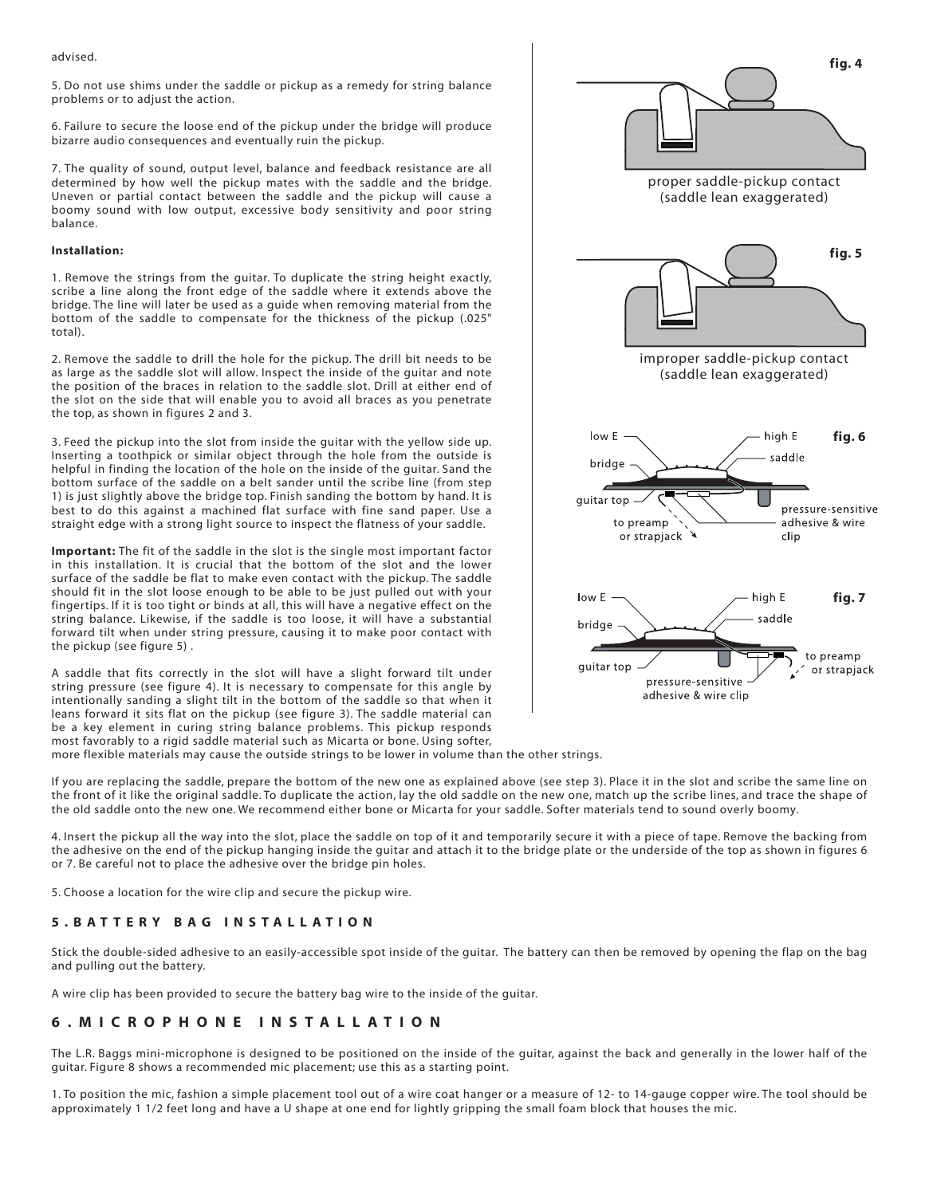advised.

5. Do not use shims under the saddle or pickup as a remedy for string balance problems or to adjust the action.

6. Failure to secure the loose end of the pickup under the bridge will produce bizarre audio consequences and eventually ruin the pickup.

7. The quality of sound, output level, balance and feedback resistance are all determined by how well the pickup mates with the saddle and the bridge. Uneven or partial contact between the saddle and the pickup will cause a boomy sound with low output, excessive body sensitivity and poor string balance.

**Installation:**

1. Remove the strings from the guitar. To duplicate the string height exactly, scribe a line along the front edge of the saddle where it extends above the bridge. The line will later be used as a guide when removing material from the bottom of the saddle to compensate for the thickness of the pickup (.025" total).

2. Remove the saddle to drill the hole for the pickup. The drill bit needs to be as large as the saddle slot will allow. Inspect the inside of the guitar and note the position of the braces in relation to the saddle slot. Drill at either end of the slot on the side that will enable you to avoid all braces as you penetrate the top, as shown in figures 2 and 3.

3. Feed the pickup into the slot from inside the guitar with the yellow side up. Inserting a toothpick or similar object through the hole from the outside is helpful in finding the location of the hole on the inside of the guitar. Sand the bottom surface of the saddle on a belt sander until the scribe line (from step 1) is just slightly above the bridge top. Finish sanding the bottom by hand. It is best to do this against a machined flat surface with fine sand paper. Use a straight edge with a strong light source to inspect the flatness of your saddle.

**Important:** The fit of the saddle in the slot is the single most important factor in this installation. It is crucial that the bottom of the slot and the lower surface of the saddle be flat to make even contact with the pickup. The saddle should fit in the slot loose enough to be able to be just pulled out with your fingertips. If it is too tight or binds at all, this will have a negative effect on the string balance. Likewise, if the saddle is too loose, it will have a substantial forward tilt when under string pressure, causing it to make poor contact with the pickup (see figure 5) .

A saddle that fits correctly in the slot will have a slight forward tilt under string pressure (see figure 4). It is necessary to compensate for this angle by intentionally sanding a slight tilt in the bottom of the saddle so that when it leans forward it sits flat on the pickup (see figure 3). The saddle material can be a key element in curing string balance problems. This pickup responds most favorably to a rigid saddle material such as Micarta or bone. Using softer, more flexible materials may cause the outside strings to be lower in volume than the other strings.

**fig. 4**

proper saddle-pickup contact
(saddle lean exaggerated)

**fig. 5**

improper saddle-pickup contact
(saddle lean exaggerated)

**fig. 6**

low E, high E, bridge, saddle, guitar top, pressure-sensitive adhesive & wire clip, to preamp or strapjack

**fig. 7**

low E, high E, bridge, saddle, guitar top, pressure-sensitive adhesive & wire clip, to preamp or strapjack

If you are replacing the saddle, prepare the bottom of the new one as explained above (see step 3). Place it in the slot and scribe the same line on the front of it like the original saddle. To duplicate the action, lay the old saddle on the new one, match up the scribe lines, and trace the shape of the old saddle onto the new one. We recommend either bone or Micarta for your saddle. Softer materials tend to sound overly boomy.

4. Insert the pickup all the way into the slot, place the saddle on top of it and temporarily secure it with a piece of tape. Remove the backing from the adhesive on the end of the pickup hanging inside the guitar and attach it to the bridge plate or the underside of the top as shown in figures 6 or 7. Be careful not to place the adhesive over the bridge pin holes.

5. Choose a location for the wire clip and secure the pickup wire.

## 5. BATTERY BAG INSTALLATION

Stick the double-sided adhesive to an easily-accessible spot inside of the guitar. The battery can then be removed by opening the flap on the bag and pulling out the battery.

A wire clip has been provided to secure the battery bag wire to the inside of the guitar.

## 6. MICROPHONE INSTALLATION

The L.R. Baggs mini-microphone is designed to be positioned on the inside of the guitar, against the back and generally in the lower half of the guitar. Figure 8 shows a recommended mic placement; use this as a starting point.

1. To position the mic, fashion a simple placement tool out of a wire coat hanger or a measure of 12- to 14-gauge copper wire. The tool should be approximately 1 1/2 feet long and have a U shape at one end for lightly gripping the small foam block that houses the mic.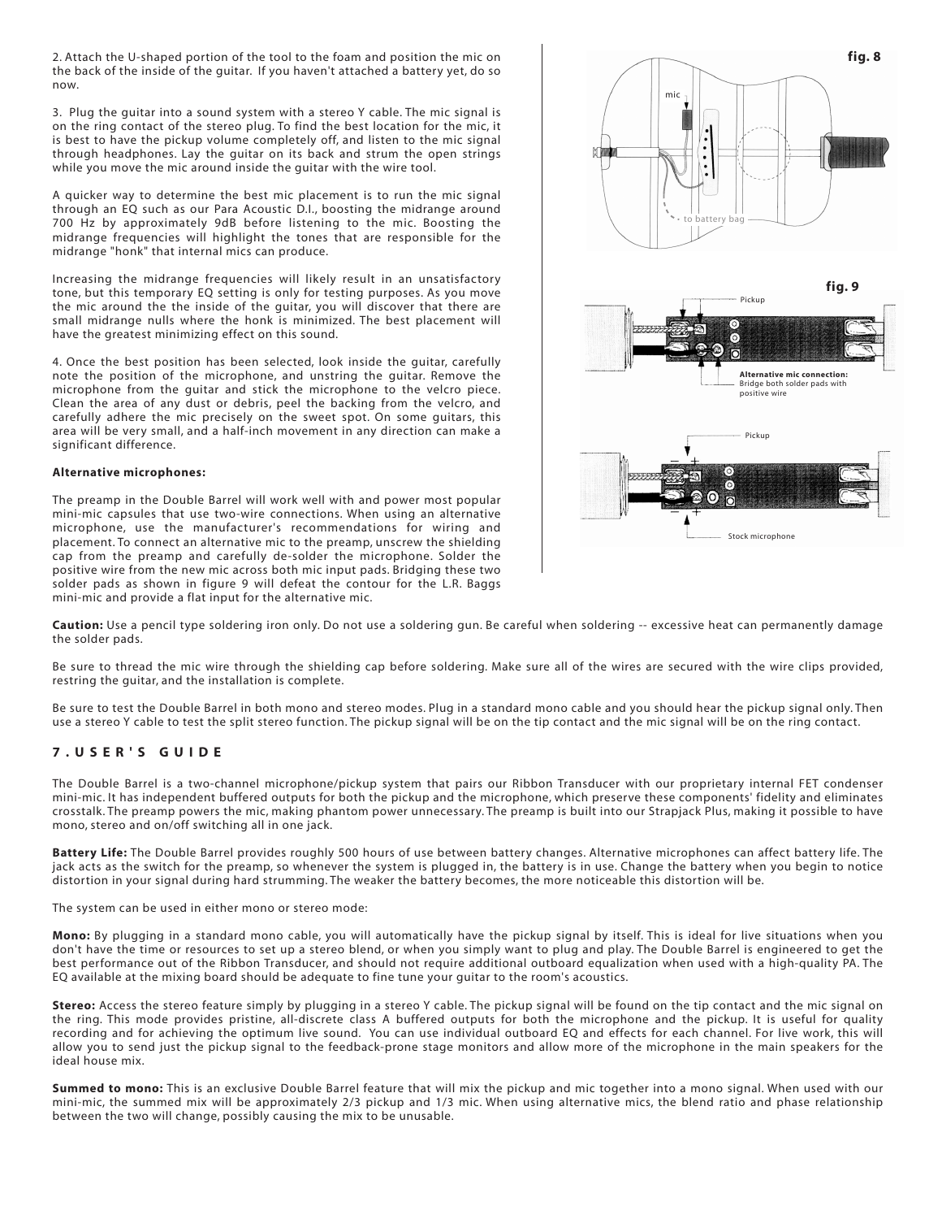2. Attach the U-shaped portion of the tool to the foam and position the mic on the back of the inside of the guitar. If you haven't attached a battery yet, do so now.

3. Plug the guitar into a sound system with a stereo Y cable. The mic signal is on the ring contact of the stereo plug. To find the best location for the mic, it is best to have the pickup volume completely off, and listen to the mic signal through headphones. Lay the guitar on its back and strum the open strings while you move the mic around inside the guitar with the wire tool.

A quicker way to determine the best mic placement is to run the mic signal through an EQ such as our Para Acoustic D.I., boosting the midrange around 700 Hz by approximately 9dB before listening to the mic. Boosting the midrange frequencies will highlight the tones that are responsible for the midrange "honk" that internal mics can produce.

Increasing the midrange frequencies will likely result in an unsatisfactory tone, but this temporary EQ setting is only for testing purposes. As you move the mic around the the inside of the guitar, you will discover that there are small midrange nulls where the honk is minimized. The best placement will have the greatest minimizing effect on this sound.

4. Once the best position has been selected, look inside the guitar, carefully note the position of the microphone, and unstring the guitar. Remove the microphone from the guitar and stick the microphone to the velcro piece. Clean the area of any dust or debris, peel the backing from the velcro, and carefully adhere the mic precisely on the sweet spot. On some guitars, this area will be very small, and a half-inch movement in any direction can make a significant difference.

**Alternative microphones:**

The preamp in the Double Barrel will work well with and power most popular mini-mic capsules that use two-wire connections. When using an alternative microphone, use the manufacturer's recommendations for wiring and placement. To connect an alternative mic to the preamp, unscrew the shielding cap from the preamp and carefully de-solder the microphone. Solder the positive wire from the new mic across both mic input pads. Bridging these two solder pads as shown in figure 9 will defeat the contour for the L.R. Baggs mini-mic and provide a flat input for the alternative mic.

**fig. 8**

mic

to battery bag

**fig. 9**

Pickup

**Alternative mic connection:** Bridge both solder pads with positive wire

Pickup

Stock microphone

**Caution:** Use a pencil type soldering iron only. Do not use a soldering gun. Be careful when soldering -- excessive heat can permanently damage the solder pads.

Be sure to thread the mic wire through the shielding cap before soldering. Make sure all of the wires are secured with the wire clips provided, restring the guitar, and the installation is complete.

Be sure to test the Double Barrel in both mono and stereo modes. Plug in a standard mono cable and you should hear the pickup signal only. Then use a stereo Y cable to test the split stereo function. The pickup signal will be on the tip contact and the mic signal will be on the ring contact.

## 7. USER'S GUIDE

The Double Barrel is a two-channel microphone/pickup system that pairs our Ribbon Transducer with our proprietary internal FET condenser mini-mic. It has independent buffered outputs for both the pickup and the microphone, which preserve these components' fidelity and eliminates crosstalk. The preamp powers the mic, making phantom power unnecessary. The preamp is built into our Strapjack Plus, making it possible to have mono, stereo and on/off switching all in one jack.

**Battery Life:** The Double Barrel provides roughly 500 hours of use between battery changes. Alternative microphones can affect battery life. The jack acts as the switch for the preamp, so whenever the system is plugged in, the battery is in use. Change the battery when you begin to notice distortion in your signal during hard strumming. The weaker the battery becomes, the more noticeable this distortion will be.

The system can be used in either mono or stereo mode:

**Mono:** By plugging in a standard mono cable, you will automatically have the pickup signal by itself. This is ideal for live situations when you don't have the time or resources to set up a stereo blend, or when you simply want to plug and play. The Double Barrel is engineered to get the best performance out of the Ribbon Transducer, and should not require additional outboard equalization when used with a high-quality PA. The EQ available at the mixing board should be adequate to fine tune your guitar to the room's acoustics.

**Stereo:** Access the stereo feature simply by plugging in a stereo Y cable. The pickup signal will be found on the tip contact and the mic signal on the ring. This mode provides pristine, all-discrete class A buffered outputs for both the microphone and the pickup. It is useful for quality recording and for achieving the optimum live sound. You can use individual outboard EQ and effects for each channel. For live work, this will allow you to send just the pickup signal to the feedback-prone stage monitors and allow more of the microphone in the main speakers for the ideal house mix.

**Summed to mono:** This is an exclusive Double Barrel feature that will mix the pickup and mic together into a mono signal. When used with our mini-mic, the summed mix will be approximately 2/3 pickup and 1/3 mic. When using alternative mics, the blend ratio and phase relationship between the two will change, possibly causing the mix to be unusable.